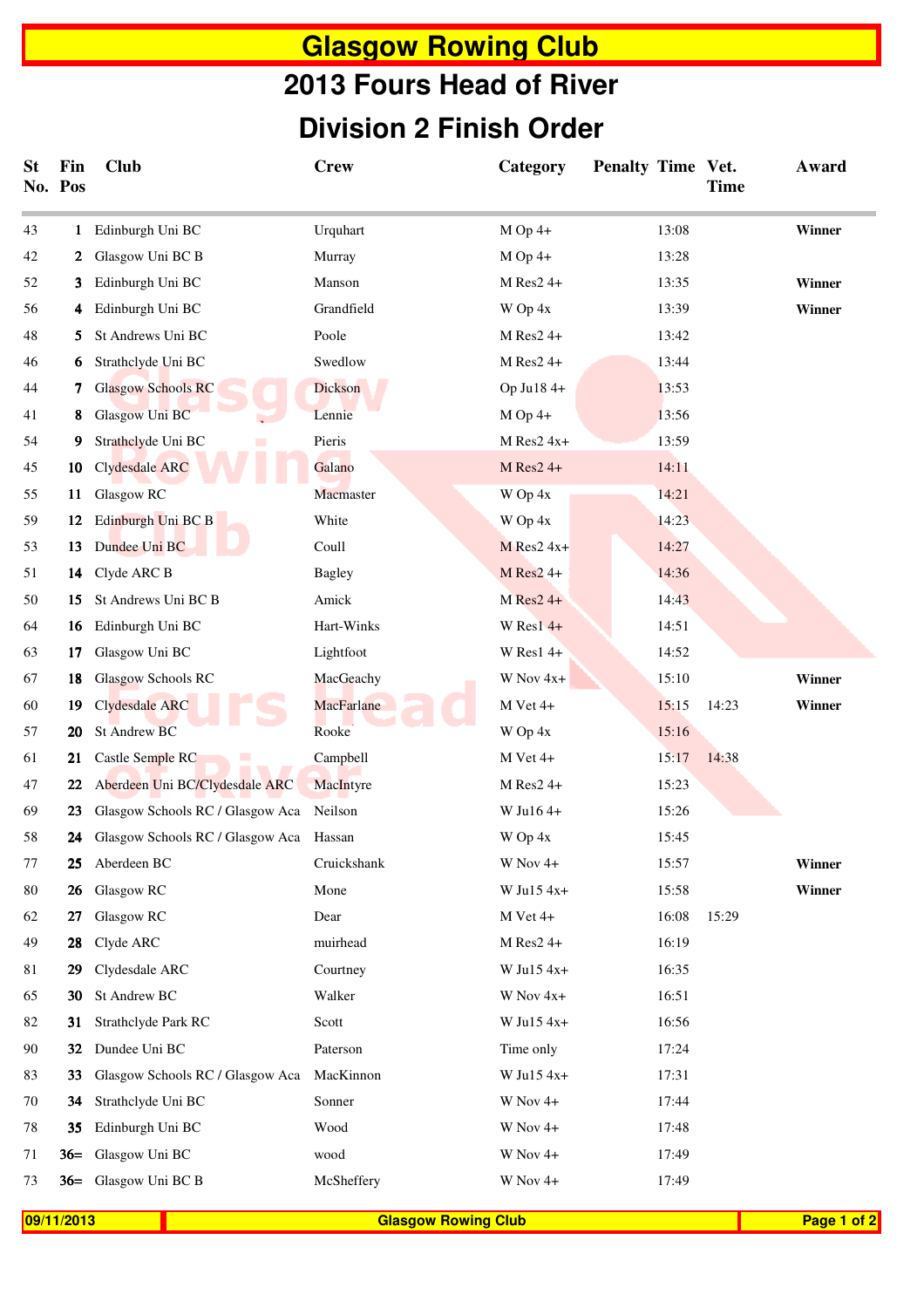# Glasgow Rowing Club

## 2013 Fours Head of River

## Division 2 Finish Order

| St No. | Fin Pos | Club | Crew | Category | Penalty | Time | Vet. Time | Award |
|---|---|---|---|---|---|---|---|---|
| 43 | **1** | Edinburgh Uni BC | Urquhart | M Op 4+ | | 13:08 | | **Winner** |
| 42 | **2** | Glasgow Uni BC B | Murray | M Op 4+ | | 13:28 | | |
| 52 | **3** | Edinburgh Uni BC | Manson | M Res2 4+ | | 13:35 | | **Winner** |
| 56 | **4** | Edinburgh Uni BC | Grandfield | W Op 4x | | 13:39 | | **Winner** |
| 48 | **5** | St Andrews Uni BC | Poole | M Res2 4+ | | 13:42 | | |
| 46 | **6** | Strathclyde Uni BC | Swedlow | M Res2 4+ | | 13:44 | | |
| 44 | **7** | Glasgow Schools RC | Dickson | Op Ju18 4+ | | 13:53 | | |
| 41 | **8** | Glasgow Uni BC | Lennie | M Op 4+ | | 13:56 | | |
| 54 | **9** | Strathclyde Uni BC | Pieris | M Res2 4x+ | | 13:59 | | |
| 45 | **10** | Clydesdale ARC | Galano | M Res2 4+ | | 14:11 | | |
| 55 | **11** | Glasgow RC | Macmaster | W Op 4x | | 14:21 | | |
| 59 | **12** | Edinburgh Uni BC B | White | W Op 4x | | 14:23 | | |
| 53 | **13** | Dundee Uni BC | Coull | M Res2 4x+ | | 14:27 | | |
| 51 | **14** | Clyde ARC B | Bagley | M Res2 4+ | | 14:36 | | |
| 50 | **15** | St Andrews Uni BC B | Amick | M Res2 4+ | | 14:43 | | |
| 64 | **16** | Edinburgh Uni BC | Hart-Winks | W Res1 4+ | | 14:51 | | |
| 63 | **17** | Glasgow Uni BC | Lightfoot | W Res1 4+ | | 14:52 | | |
| 67 | **18** | Glasgow Schools RC | MacGeachy | W Nov 4x+ | | 15:10 | | **Winner** |
| 60 | **19** | Clydesdale ARC | MacFarlane | M Vet 4+ | | 15:15 | 14:23 | **Winner** |
| 57 | **20** | St Andrew BC | Rooke | W Op 4x | | 15:16 | | |
| 61 | **21** | Castle Semple RC | Campbell | M Vet 4+ | | 15:17 | 14:38 | |
| 47 | **22** | Aberdeen Uni BC/Clydesdale ARC | MacIntyre | M Res2 4+ | | 15:23 | | |
| 69 | **23** | Glasgow Schools RC / Glasgow Aca | Neilson | W Ju16 4+ | | 15:26 | | |
| 58 | **24** | Glasgow Schools RC / Glasgow Aca | Hassan | W Op 4x | | 15:45 | | |
| 77 | **25** | Aberdeen BC | Cruickshank | W Nov 4+ | | 15:57 | | **Winner** |
| 80 | **26** | Glasgow RC | Mone | W Ju15 4x+ | | 15:58 | | **Winner** |
| 62 | **27** | Glasgow RC | Dear | M Vet 4+ | | 16:08 | 15:29 | |
| 49 | **28** | Clyde ARC | muirhead | M Res2 4+ | | 16:19 | | |
| 81 | **29** | Clydesdale ARC | Courtney | W Ju15 4x+ | | 16:35 | | |
| 65 | **30** | St Andrew BC | Walker | W Nov 4x+ | | 16:51 | | |
| 82 | **31** | Strathclyde Park RC | Scott | W Ju15 4x+ | | 16:56 | | |
| 90 | **32** | Dundee Uni BC | Paterson | Time only | | 17:24 | | |
| 83 | **33** | Glasgow Schools RC / Glasgow Aca | MacKinnon | W Ju15 4x+ | | 17:31 | | |
| 70 | **34** | Strathclyde Uni BC | Sonner | W Nov 4+ | | 17:44 | | |
| 78 | **35** | Edinburgh Uni BC | Wood | W Nov 4+ | | 17:48 | | |
| 71 | **36=** | Glasgow Uni BC | wood | W Nov 4+ | | 17:49 | | |
| 73 | **36=** | Glasgow Uni BC B | McSheffery | W Nov 4+ | | 17:49 | | |

09/11/2013 | Glasgow Rowing Club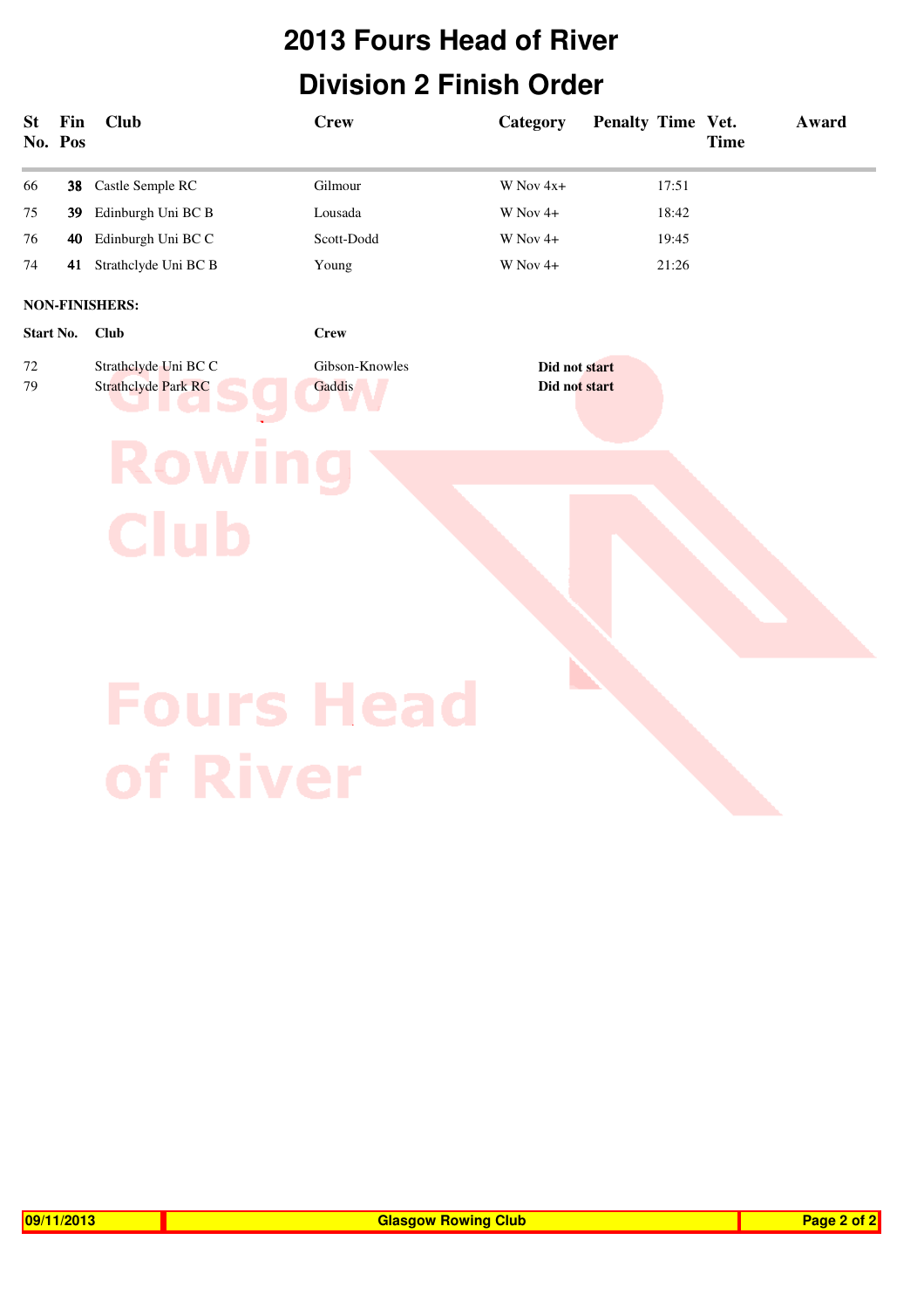# 2013 Fours Head of River

## Division 2 Finish Order

| St No. | Fin Pos | Club | Crew | Category | Penalty | Time | Vet. Time | Award |
|---|---|---|---|---|---|---|---|---|
| 66 | **38** | Castle Semple RC | Gilmour | W Nov 4x+ | | 17:51 | | |
| 75 | **39** | Edinburgh Uni BC B | Lousada | W Nov 4+ | | 18:42 | | |
| 76 | **40** | Edinburgh Uni BC C | Scott-Dodd | W Nov 4+ | | 19:45 | | |
| 74 | **41** | Strathclyde Uni BC B | Young | W Nov 4+ | | 21:26 | | |

**NON-FINISHERS:**

| Start No. | Club | Crew | |
|---|---|---|---|
| 72 | Strathclyde Uni BC C | Gibson-Knowles | **Did not start** |
| 79 | Strathclyde Park RC | Gaddis | **Did not start** |

09/11/2013 | Glasgow Rowing Club